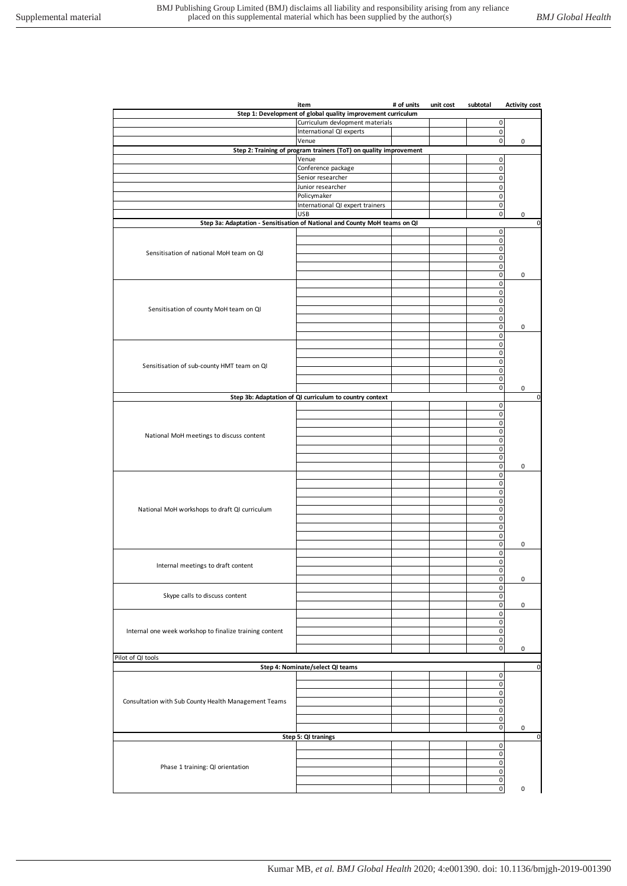| | item | # of units | unit cost | subtotal | Activity cost |
|---|---|---|---|---|---|
| **Step 1: Development of global quality improvement curriculum** | | | | | |
| | Curriculum devlopment materials | | | 0 | |
| | International QI experts | | | 0 | |
| | Venue | | | 0 | 0 |
| **Step 2: Training of program trainers (ToT) on quality improvement** | | | | | |
| | Venue | | | 0 | |
| | Conference package | | | 0 | |
| | Senior researcher | | | 0 | |
| | Junior researcher | | | 0 | |
| | Policymaker | | | 0 | |
| | International QI expert trainers | | | 0 | |
| | USB | | | 0 | 0 |
| **Step 3a: Adaptation - Sensitisation of National and County MoH teams on QI** | | | | | 0 |
| Sensitisation of national MoH team on QI | | | | 0 | |
| | | | | 0 | |
| | | | | 0 | |
| | | | | 0 | |
| | | | | 0 | |
| | | | | 0 | 0 |
| Sensitisation of county MoH team on QI | | | | 0 | |
| | | | | 0 | |
| | | | | 0 | |
| | | | | 0 | |
| | | | | 0 | |
| | | | | 0 | 0 |
| Sensitisation of sub-county HMT team on QI | | | | 0 | |
| | | | | 0 | |
| | | | | 0 | |
| | | | | 0 | |
| | | | | 0 | |
| | | | | 0 | |
| | | | | 0 | 0 |
| **Step 3b: Adaptation of QI curriculum to country context** | | | | | 0 |
| National MoH meetings to discuss content | | | | 0 | |
| | | | | 0 | |
| | | | | 0 | |
| | | | | 0 | |
| | | | | 0 | |
| | | | | 0 | |
| | | | | 0 | |
| | | | | 0 | 0 |
| National MoH workshops to draft QI curriculum | | | | 0 | |
| | | | | 0 | |
| | | | | 0 | |
| | | | | 0 | |
| | | | | 0 | |
| | | | | 0 | |
| | | | | 0 | |
| | | | | 0 | |
| | | | | 0 | 0 |
| Internal meetings to draft content | | | | 0 | |
| | | | | 0 | |
| | | | | 0 | |
| | | | | 0 | 0 |
| Skype calls to discuss content | | | | 0 | |
| | | | | 0 | |
| | | | | 0 | 0 |
| Internal one week workshop to finalize training content | | | | 0 | |
| | | | | 0 | |
| | | | | 0 | |
| | | | | 0 | |
| | | | | 0 | 0 |
| Pilot of QI tools | | | | | |
| **Step 4: Nominate/select QI teams** | | | | | 0 |
| Consultation with Sub County Health Management Teams | | | | 0 | |
| | | | | 0 | |
| | | | | 0 | |
| | | | | 0 | |
| | | | | 0 | |
| | | | | 0 | |
| | | | | 0 | 0 |
| **Step 5: QI tranings** | | | | | 0 |
| Phase 1 training: QI orientation | | | | 0 | |
| | | | | 0 | |
| | | | | 0 | |
| | | | | 0 | |
| | | | | 0 | |
| | | | | 0 | 0 |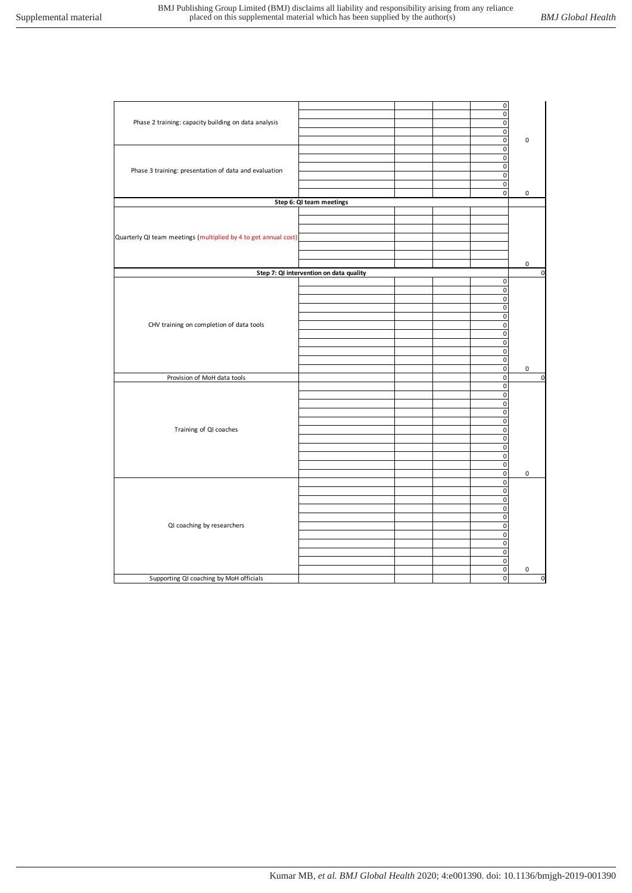| | | | | | | |
|---|---|---|---|---|---|---|
| Phase 2 training: capacity building on data analysis | | | | 0 | | |
| | | | | 0 | | |
| | | | | 0 | | |
| | | | | 0 | | |
| | | | | 0 | 0 | |
| Phase 3 training: presentation of data and evaluation | | | | 0 | | |
| | | | | 0 | | |
| | | | | 0 | | |
| | | | | 0 | | |
| | | | | 0 | | |
| | | | | 0 | 0 | |
| | **Step 6: QI team meetings** | | | | | |
| Quarterly QI team meetings (multiplied by 4 to get annual cost) | | | | | | |
| | | | | | | |
| | | | | | | |
| | | | | | | |
| | | | | | | |
| | | | | | | |
| | | | | | 0 | |
| | **Step 7: QI intervention on data quality** | | | | | 0 |
| CHV training on completion of data tools | | | | 0 | | |
| | | | | 0 | | |
| | | | | 0 | | |
| | | | | 0 | | |
| | | | | 0 | | |
| | | | | 0 | | |
| | | | | 0 | | |
| | | | | 0 | | |
| | | | | 0 | | |
| | | | | 0 | | |
| | | | | 0 | 0 | |
| Provision of MoH data tools | | | | 0 | | 0 |
| Training of QI coaches | | | | 0 | | |
| | | | | 0 | | |
| | | | | 0 | | |
| | | | | 0 | | |
| | | | | 0 | | |
| | | | | 0 | | |
| | | | | 0 | | |
| | | | | 0 | | |
| | | | | 0 | | |
| | | | | 0 | | |
| | | | | 0 | 0 | |
| QI coaching by researchers | | | | 0 | | |
| | | | | 0 | | |
| | | | | 0 | | |
| | | | | 0 | | |
| | | | | 0 | | |
| | | | | 0 | | |
| | | | | 0 | | |
| | | | | 0 | | |
| | | | | 0 | | |
| | | | | 0 | | |
| | | | | 0 | 0 | |
| Supporting QI coaching by MoH officials | | | | 0 | | 0 |

Kumar MB, *et al. BMJ Global Health* 2020; 4:e001390. doi: 10.1136/bmjgh-2019-001390